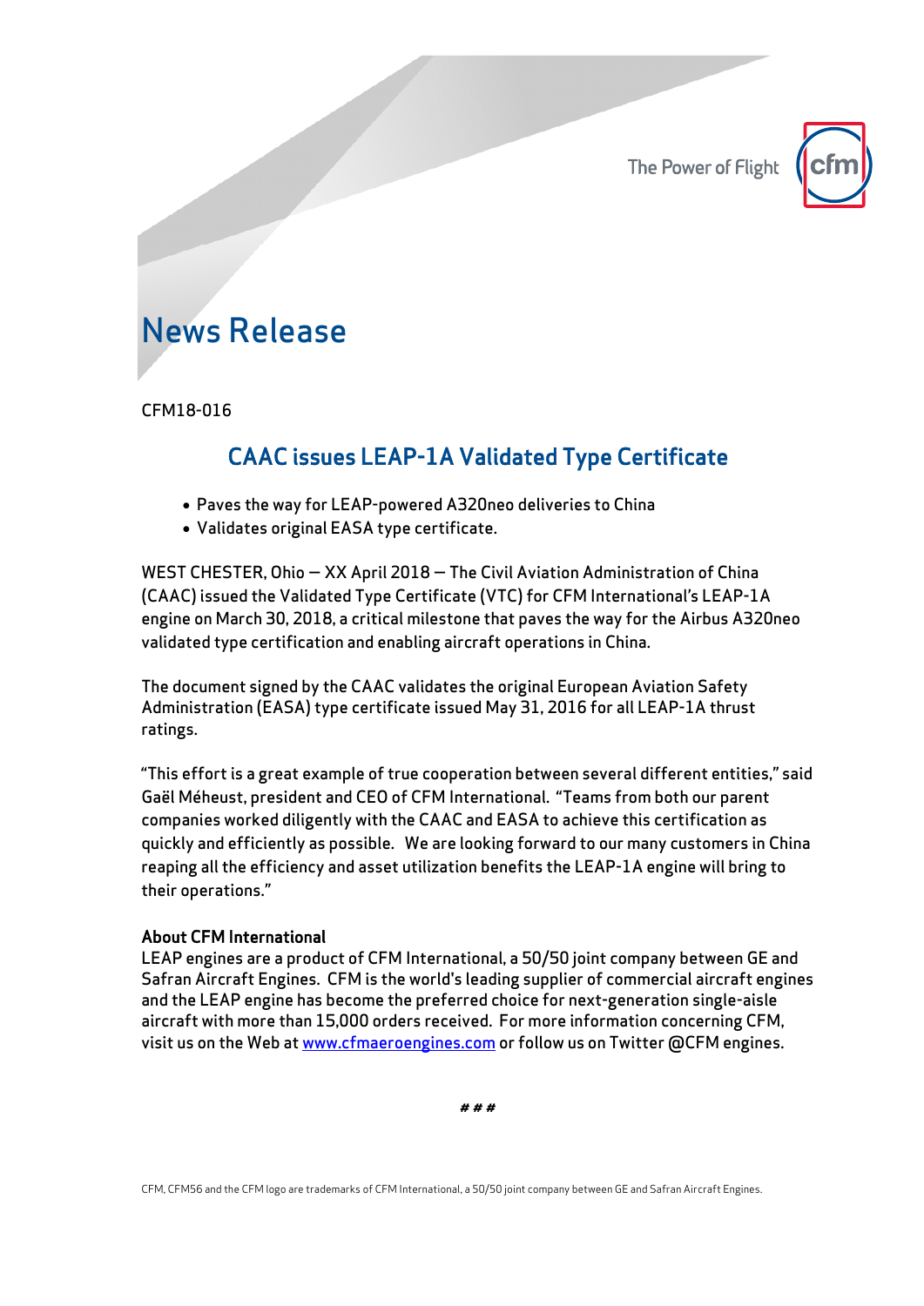The Power of Flight

# News Release

CFM18-016

## CAAC issues LEAP-1A Validated Type Certificate

- Paves the way for LEAP-powered A320neo deliveries to China
- Validates original EASA type certificate.

WEST CHESTER, Ohio — XX April 2018 — The Civil Aviation Administration of China (CAAC) issued the Validated Type Certificate (VTC) for CFM International's LEAP-1A engine on March 30, 2018, a critical milestone that paves the way for the Airbus A320neo validated type certification and enabling aircraft operations in China.

The document signed by the CAAC validates the original European Aviation Safety Administration (EASA) type certificate issued May 31, 2016 for all LEAP-1A thrust ratings.

"This effort is a great example of true cooperation between several different entities," said Gaël Méheust, president and CEO of CFM International. "Teams from both our parent companies worked diligently with the CAAC and EASA to achieve this certification as quickly and efficiently as possible. We are looking forward to our many customers in China reaping all the efficiency and asset utilization benefits the LEAP-1A engine will bring to their operations."

**About CFM International**

LEAP engines are a product of CFM International, a 50/50 joint company between GE and Safran Aircraft Engines. CFM is the world's leading supplier of commercial aircraft engines and the LEAP engine has become the preferred choice for next-generation single-aisle aircraft with more than 15,000 orders received. For more information concerning CFM, visit us on the Web at www.cfmaeroengines.com or follow us on Twitter @CFM engines.

# # #

CFM, CFM56 and the CFM logo are trademarks of CFM International, a 50/50 joint company between GE and Safran Aircraft Engines.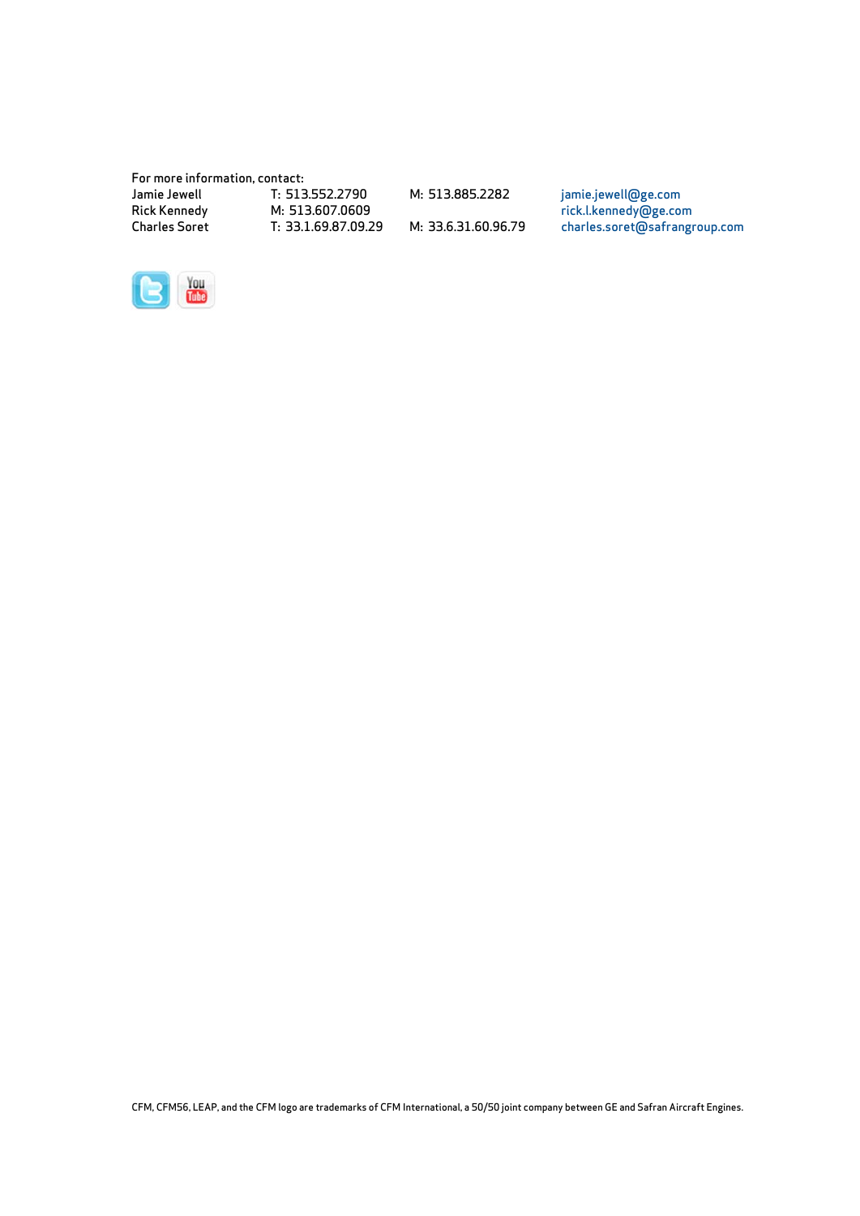For more information, contact:

| | | | |
|---|---|---|---|
| Jamie Jewell | T: 513.552.2790 | M: 513.885.2282 | jamie.jewell@ge.com |
| Rick Kennedy | M: 513.607.0609 | | rick.l.kennedy@ge.com |
| Charles Soret | T: 33.1.69.87.09.29 | M: 33.6.31.60.96.79 | charles.soret@safrangroup.com |

CFM, CFM56, LEAP, and the CFM logo are trademarks of CFM International, a 50/50 joint company between GE and Safran Aircraft Engines.